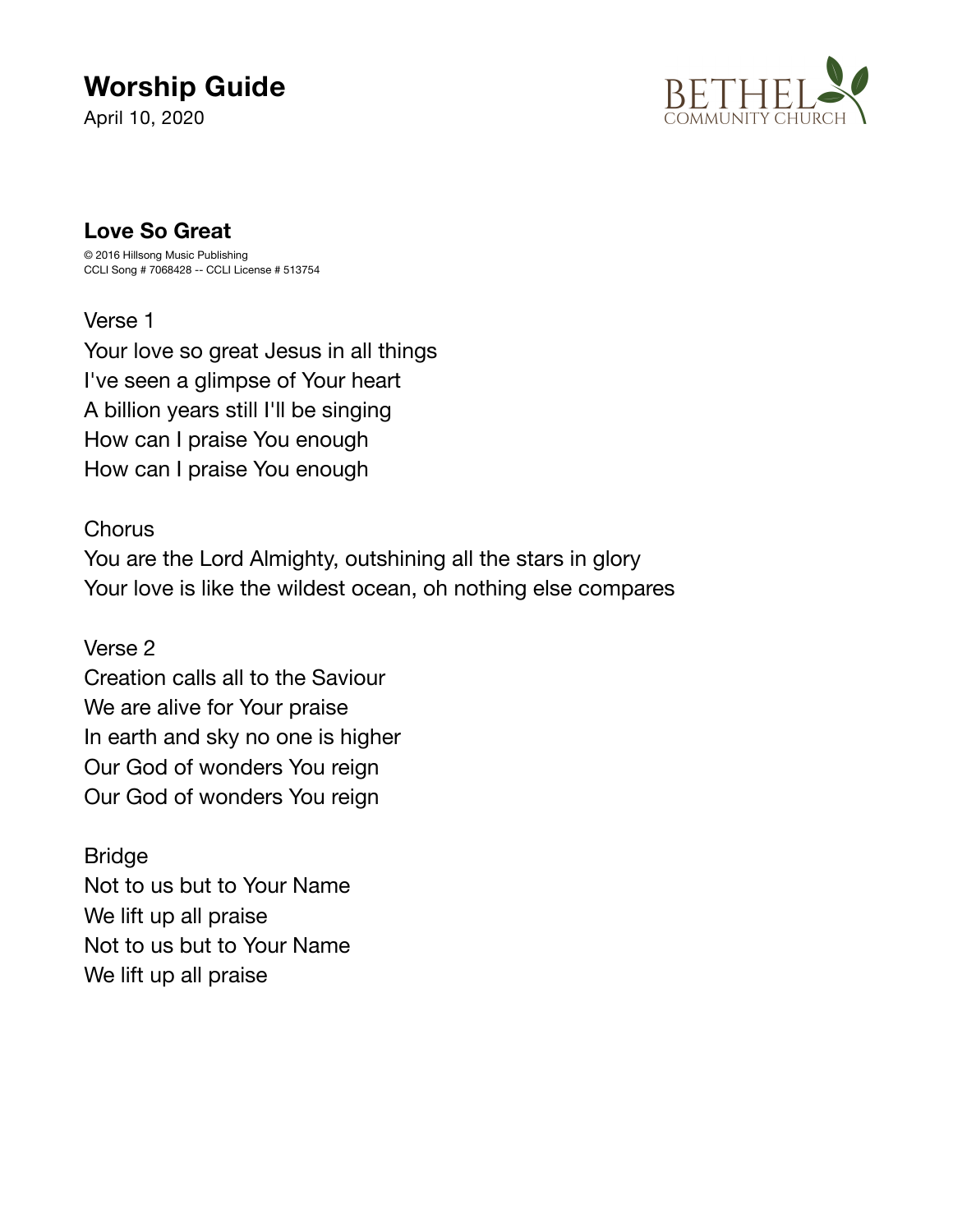# Worship Guide

April 10, 2020

BETHEL COMMUNITY CHURCH

## Love So Great

© 2016 Hillsong Music Publishing
CCLI Song # 7068428 -- CCLI License # 513754

Verse 1
Your love so great Jesus in all things
I've seen a glimpse of Your heart
A billion years still I'll be singing
How can I praise You enough
How can I praise You enough

Chorus
You are the Lord Almighty, outshining all the stars in glory
Your love is like the wildest ocean, oh nothing else compares

Verse 2
Creation calls all to the Saviour
We are alive for Your praise
In earth and sky no one is higher
Our God of wonders You reign
Our God of wonders You reign

Bridge
Not to us but to Your Name
We lift up all praise
Not to us but to Your Name
We lift up all praise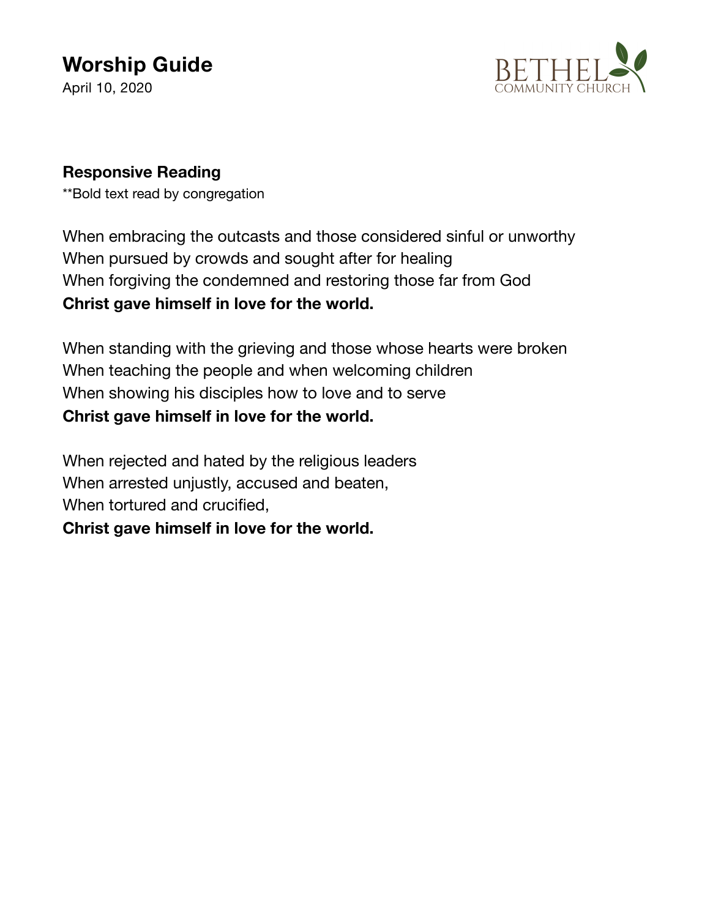## Responsive Reading

**Bold text read by congregation

When embracing the outcasts and those considered sinful or unworthy
When pursued by crowds and sought after for healing
When forgiving the condemned and restoring those far from God
**Christ gave himself in love for the world.**

When standing with the grieving and those whose hearts were broken
When teaching the people and when welcoming children
When showing his disciples how to love and to serve
**Christ gave himself in love for the world.**

When rejected and hated by the religious leaders
When arrested unjustly, accused and beaten,
When tortured and crucified,
**Christ gave himself in love for the world.**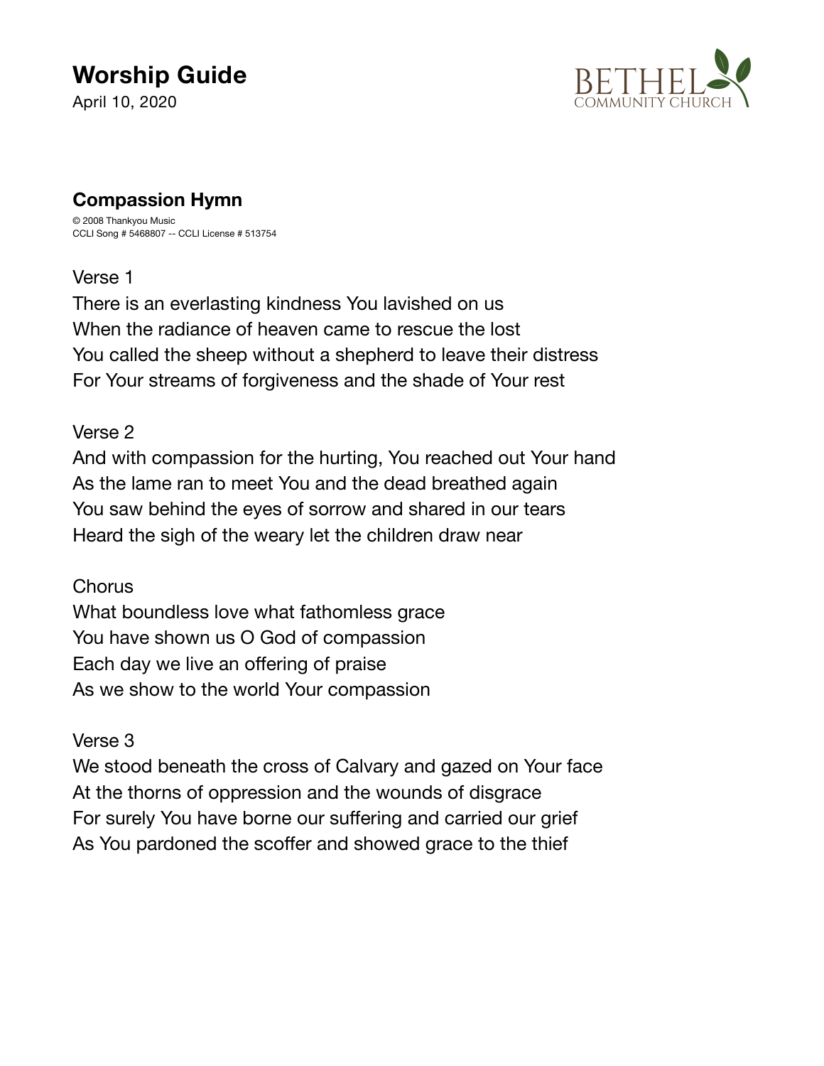# Worship Guide

April 10, 2020

BETHEL COMMUNITY CHURCH

## Compassion Hymn

© 2008 Thankyou Music
CCLI Song # 5468807 -- CCLI License # 513754

Verse 1
There is an everlasting kindness You lavished on us
When the radiance of heaven came to rescue the lost
You called the sheep without a shepherd to leave their distress
For Your streams of forgiveness and the shade of Your rest

Verse 2
And with compassion for the hurting, You reached out Your hand
As the lame ran to meet You and the dead breathed again
You saw behind the eyes of sorrow and shared in our tears
Heard the sigh of the weary let the children draw near

Chorus
What boundless love what fathomless grace
You have shown us O God of compassion
Each day we live an offering of praise
As we show to the world Your compassion

Verse 3
We stood beneath the cross of Calvary and gazed on Your face
At the thorns of oppression and the wounds of disgrace
For surely You have borne our suffering and carried our grief
As You pardoned the scoffer and showed grace to the thief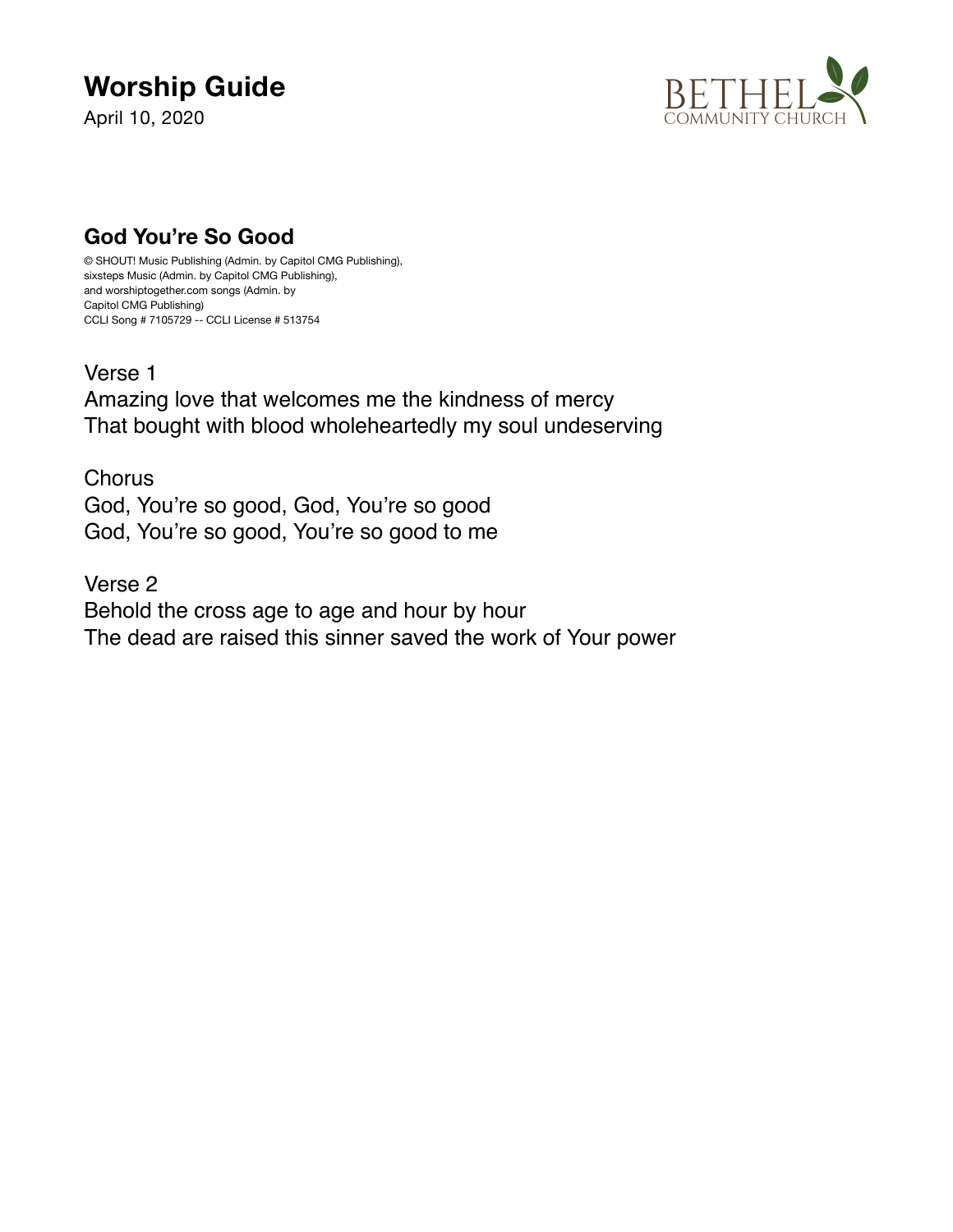## God You're So Good

© SHOUT! Music Publishing (Admin. by Capitol CMG Publishing),
sixsteps Music (Admin. by Capitol CMG Publishing),
and worshiptogether.com songs (Admin. by
Capitol CMG Publishing)
CCLI Song # 7105729 -- CCLI License # 513754

Verse 1
Amazing love that welcomes me the kindness of mercy
That bought with blood wholeheartedly my soul undeserving

Chorus
God, You're so good, God, You're so good
God, You're so good, You're so good to me

Verse 2
Behold the cross age to age and hour by hour
The dead are raised this sinner saved the work of Your power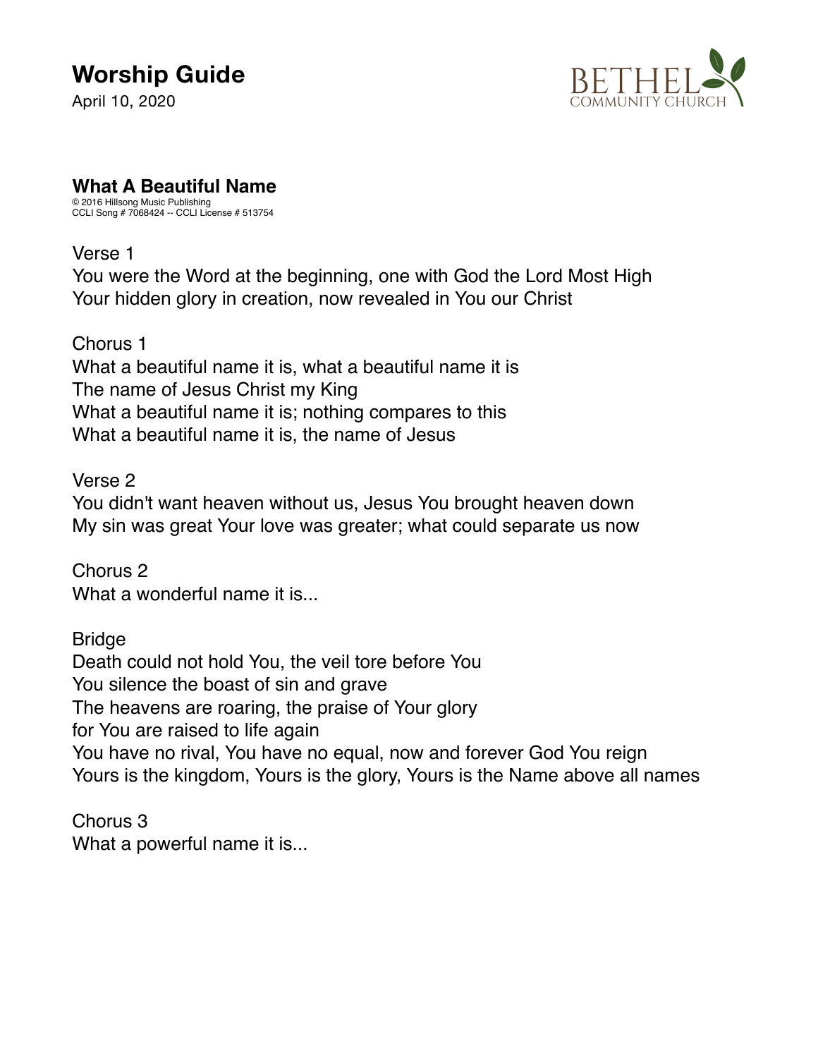# Worship Guide

April 10, 2020

BETHEL COMMUNITY CHURCH

### What A Beautiful Name

© 2016 Hillsong Music Publishing
CCLI Song # 7068424 -- CCLI License # 513754

Verse 1
You were the Word at the beginning, one with God the Lord Most High
Your hidden glory in creation, now revealed in You our Christ

Chorus 1
What a beautiful name it is, what a beautiful name it is
The name of Jesus Christ my King
What a beautiful name it is; nothing compares to this
What a beautiful name it is, the name of Jesus

Verse 2
You didn't want heaven without us, Jesus You brought heaven down
My sin was great Your love was greater; what could separate us now

Chorus 2
What a wonderful name it is...

Bridge
Death could not hold You, the veil tore before You
You silence the boast of sin and grave
The heavens are roaring, the praise of Your glory
for You are raised to life again
You have no rival, You have no equal, now and forever God You reign
Yours is the kingdom, Yours is the glory, Yours is the Name above all names

Chorus 3
What a powerful name it is...